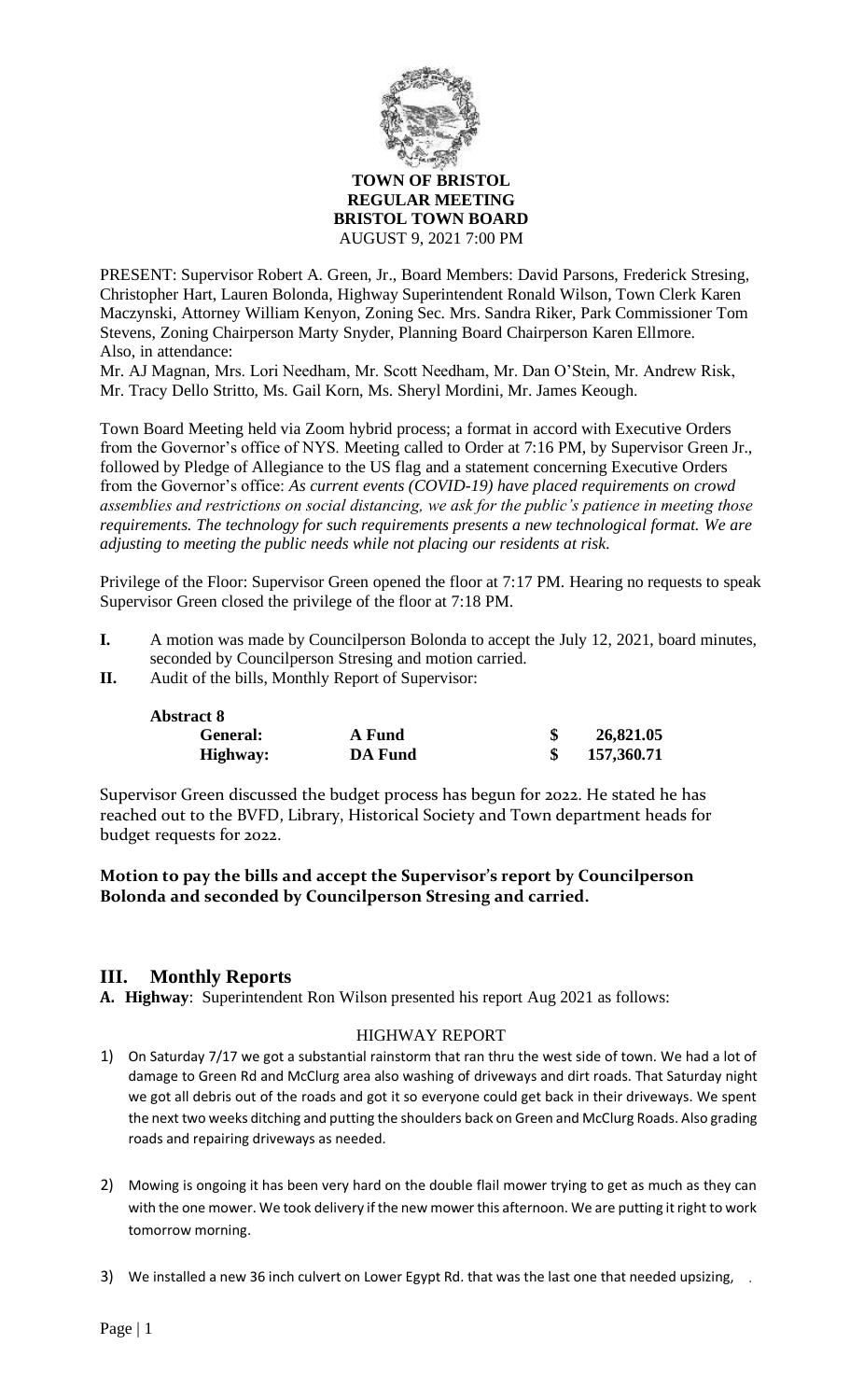# TOWN OF BRISTOL
## REGULAR MEETING
## BRISTOL TOWN BOARD
AUGUST 9, 2021 7:00 PM

PRESENT: Supervisor Robert A. Green, Jr., Board Members: David Parsons, Frederick Stresing, Christopher Hart, Lauren Bolonda, Highway Superintendent Ronald Wilson, Town Clerk Karen Maczynski, Attorney William Kenyon, Zoning Sec. Mrs. Sandra Riker, Park Commissioner Tom Stevens, Zoning Chairperson Marty Snyder, Planning Board Chairperson Karen Ellmore.
Also, in attendance:
Mr. AJ Magnan, Mrs. Lori Needham, Mr. Scott Needham, Mr. Dan O'Stein, Mr. Andrew Risk, Mr. Tracy Dello Stritto, Ms. Gail Korn, Ms. Sheryl Mordini, Mr. James Keough.

Town Board Meeting held via Zoom hybrid process; a format in accord with Executive Orders from the Governor's office of NYS. Meeting called to Order at 7:16 PM, by Supervisor Green Jr., followed by Pledge of Allegiance to the US flag and a statement concerning Executive Orders from the Governor's office: *As current events (COVID-19) have placed requirements on crowd assemblies and restrictions on social distancing, we ask for the public's patience in meeting those requirements. The technology for such requirements presents a new technological format. We are adjusting to meeting the public needs while not placing our residents at risk.*

Privilege of the Floor: Supervisor Green opened the floor at 7:17 PM. Hearing no requests to speak Supervisor Green closed the privilege of the floor at 7:18 PM.

**I.** A motion was made by Councilperson Bolonda to accept the July 12, 2021, board minutes, seconded by Councilperson Stresing and motion carried.

**II.** Audit of the bills, Monthly Report of Supervisor:

**Abstract 8**

| | | | |
|---|---|---|---|
| **General:** | **A Fund** | **$** | **26,821.05** |
| **Highway:** | **DA Fund** | **$** | **157,360.71** |

Supervisor Green discussed the budget process has begun for 2022. He stated he has reached out to the BVFD, Library, Historical Society and Town department heads for budget requests for 2022.

**Motion to pay the bills and accept the Supervisor's report by Councilperson Bolonda and seconded by Councilperson Stresing and carried.**

## III. Monthly Reports

**A. Highway**: Superintendent Ron Wilson presented his report Aug 2021 as follows:

HIGHWAY REPORT

1) On Saturday 7/17 we got a substantial rainstorm that ran thru the west side of town. We had a lot of damage to Green Rd and McClurg area also washing of driveways and dirt roads. That Saturday night we got all debris out of the roads and got it so everyone could get back in their driveways. We spent the next two weeks ditching and putting the shoulders back on Green and McClurg Roads. Also grading roads and repairing driveways as needed.

2) Mowing is ongoing it has been very hard on the double flail mower trying to get as much as they can with the one mower. We took delivery if the new mower this afternoon. We are putting it right to work tomorrow morning.

3) We installed a new 36 inch culvert on Lower Egypt Rd. that was the last one that needed upsizing, .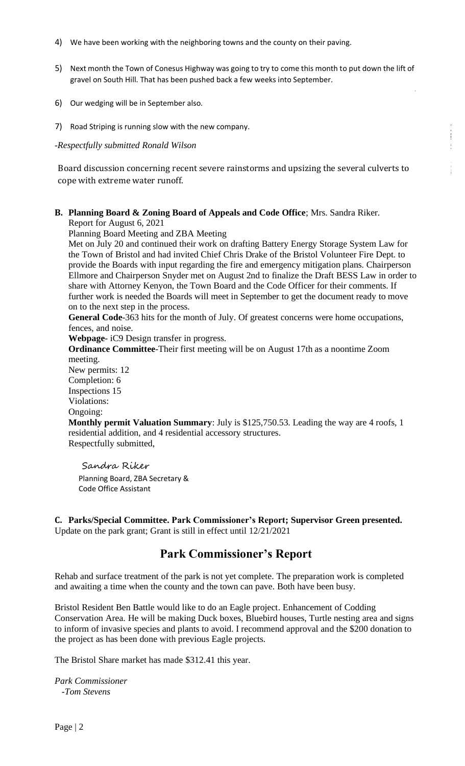4) We have been working with the neighboring towns and the county on their paving.

5) Next month the Town of Conesus Highway was going to try to come this month to put down the lift of gravel on South Hill. That has been pushed back a few weeks into September.

6) Our wedging will be in September also.

7) Road Striping is running slow with the new company.

*-Respectfully submitted Ronald Wilson*

Board discussion concerning recent severe rainstorms and upsizing the several culverts to cope with extreme water runoff.

**B. Planning Board & Zoning Board of Appeals and Code Office**; Mrs. Sandra Riker.

Report for August 6, 2021

Planning Board Meeting and ZBA Meeting

Met on July 20 and continued their work on drafting Battery Energy Storage System Law for the Town of Bristol and had invited Chief Chris Drake of the Bristol Volunteer Fire Dept. to provide the Boards with input regarding the fire and emergency mitigation plans. Chairperson Ellmore and Chairperson Snyder met on August 2nd to finalize the Draft BESS Law in order to share with Attorney Kenyon, the Town Board and the Code Officer for their comments. If further work is needed the Boards will meet in September to get the document ready to move on to the next step in the process.

**General Code**-363 hits for the month of July. Of greatest concerns were home occupations, fences, and noise.

**Webpage**- iC9 Design transfer in progress.

**Ordinance Committee**-Their first meeting will be on August 17th as a noontime Zoom meeting.

New permits: 12

Completion: 6

Inspections 15

Violations:

Ongoing:

**Monthly permit Valuation Summary**: July is \$125,750.53. Leading the way are 4 roofs, 1 residential addition, and 4 residential accessory structures.

Respectfully submitted,

Sandra Riker

Planning Board, ZBA Secretary &
Code Office Assistant

**C. Parks/Special Committee. Park Commissioner's Report; Supervisor Green presented.**

Update on the park grant; Grant is still in effect until 12/21/2021

## Park Commissioner's Report

Rehab and surface treatment of the park is not yet complete. The preparation work is completed and awaiting a time when the county and the town can pave. Both have been busy.

Bristol Resident Ben Battle would like to do an Eagle project. Enhancement of Codding Conservation Area. He will be making Duck boxes, Bluebird houses, Turtle nesting area and signs to inform of invasive species and plants to avoid. I recommend approval and the \$200 donation to the project as has been done with previous Eagle projects.

The Bristol Share market has made \$312.41 this year.

*Park Commissioner*
*-Tom Stevens*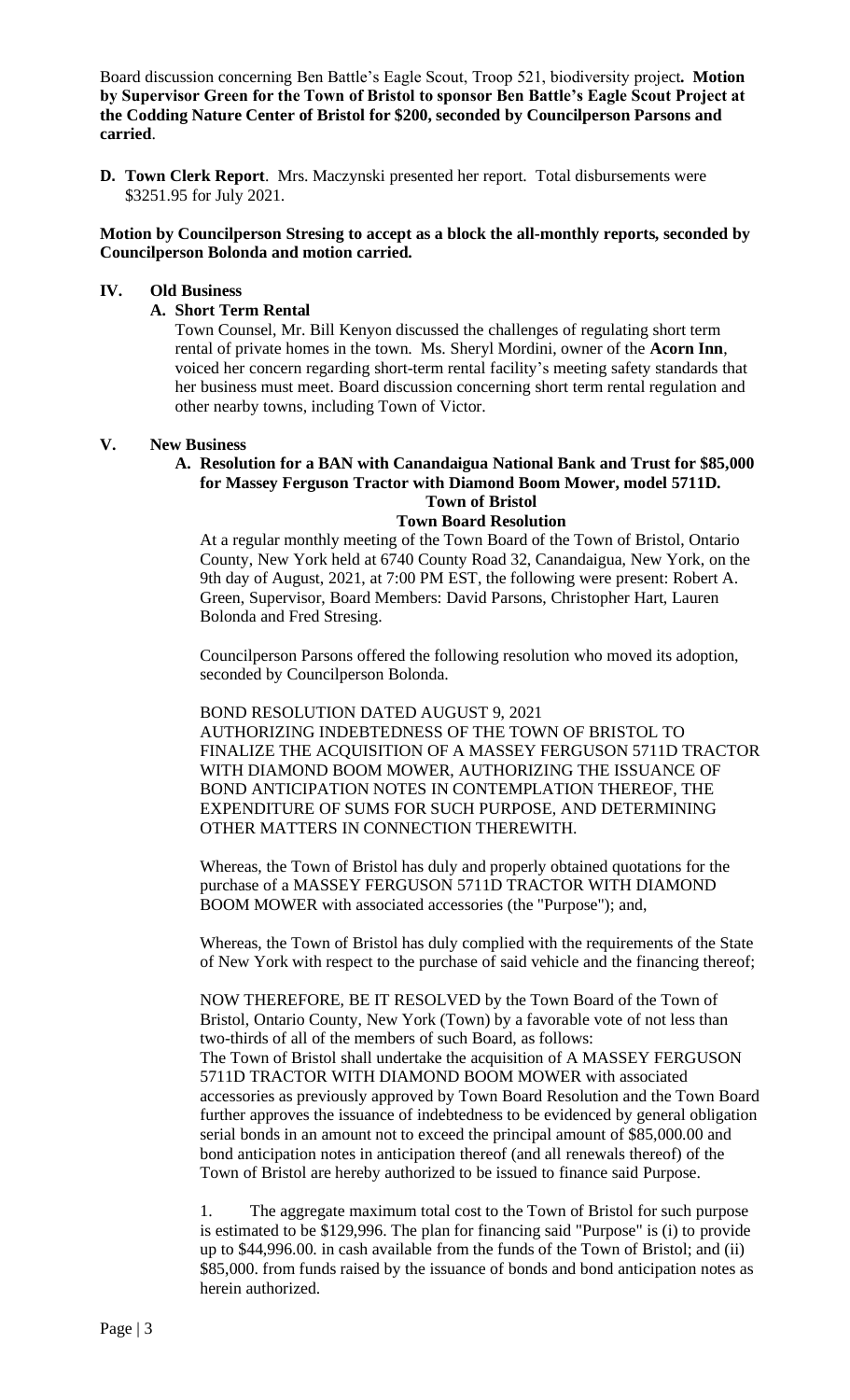Board discussion concerning Ben Battle's Eagle Scout, Troop 521, biodiversity project**. Motion by Supervisor Green for the Town of Bristol to sponsor Ben Battle's Eagle Scout Project at the Codding Nature Center of Bristol for $200, seconded by Councilperson Parsons and carried**.

**D. Town Clerk Report**. Mrs. Maczynski presented her report. Total disbursements were $3251.95 for July 2021.

**Motion by Councilperson Stresing to accept as a block the all-monthly reports, seconded by Councilperson Bolonda and motion carried.**

## IV. Old Business

### A. Short Term Rental

Town Counsel, Mr. Bill Kenyon discussed the challenges of regulating short term rental of private homes in the town. Ms. Sheryl Mordini, owner of the **Acorn Inn**, voiced her concern regarding short-term rental facility's meeting safety standards that her business must meet. Board discussion concerning short term rental regulation and other nearby towns, including Town of Victor.

## V. New Business

### A. Resolution for a BAN with Canandaigua National Bank and Trust for $85,000 for Massey Ferguson Tractor with Diamond Boom Mower, model 5711D.

**Town of Bristol**

**Town Board Resolution**

At a regular monthly meeting of the Town Board of the Town of Bristol, Ontario County, New York held at 6740 County Road 32, Canandaigua, New York, on the 9th day of August, 2021, at 7:00 PM EST, the following were present: Robert A. Green, Supervisor, Board Members: David Parsons, Christopher Hart, Lauren Bolonda and Fred Stresing.

Councilperson Parsons offered the following resolution who moved its adoption, seconded by Councilperson Bolonda.

BOND RESOLUTION DATED AUGUST 9, 2021
AUTHORIZING INDEBTEDNESS OF THE TOWN OF BRISTOL TO FINALIZE THE ACQUISITION OF A MASSEY FERGUSON 5711D TRACTOR WITH DIAMOND BOOM MOWER, AUTHORIZING THE ISSUANCE OF BOND ANTICIPATION NOTES IN CONTEMPLATION THEREOF, THE EXPENDITURE OF SUMS FOR SUCH PURPOSE, AND DETERMINING OTHER MATTERS IN CONNECTION THEREWITH.

Whereas, the Town of Bristol has duly and properly obtained quotations for the purchase of a MASSEY FERGUSON 5711D TRACTOR WITH DIAMOND BOOM MOWER with associated accessories (the "Purpose"); and,

Whereas, the Town of Bristol has duly complied with the requirements of the State of New York with respect to the purchase of said vehicle and the financing thereof;

NOW THEREFORE, BE IT RESOLVED by the Town Board of the Town of Bristol, Ontario County, New York (Town) by a favorable vote of not less than two-thirds of all of the members of such Board, as follows:
The Town of Bristol shall undertake the acquisition of A MASSEY FERGUSON 5711D TRACTOR WITH DIAMOND BOOM MOWER with associated accessories as previously approved by Town Board Resolution and the Town Board further approves the issuance of indebtedness to be evidenced by general obligation serial bonds in an amount not to exceed the principal amount of $85,000.00 and bond anticipation notes in anticipation thereof (and all renewals thereof) of the Town of Bristol are hereby authorized to be issued to finance said Purpose.

1. The aggregate maximum total cost to the Town of Bristol for such purpose is estimated to be $129,996. The plan for financing said "Purpose" is (i) to provide up to $44,996.00. in cash available from the funds of the Town of Bristol; and (ii) $85,000. from funds raised by the issuance of bonds and bond anticipation notes as herein authorized.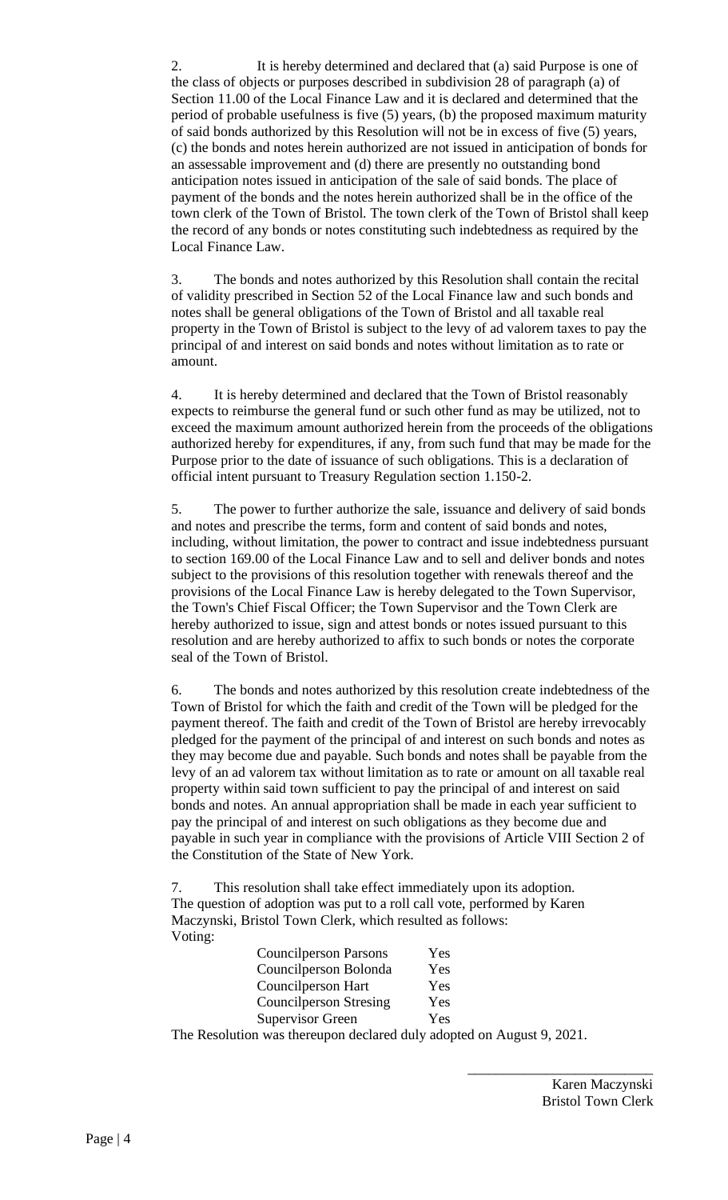2. It is hereby determined and declared that (a) said Purpose is one of the class of objects or purposes described in subdivision 28 of paragraph (a) of Section 11.00 of the Local Finance Law and it is declared and determined that the period of probable usefulness is five (5) years, (b) the proposed maximum maturity of said bonds authorized by this Resolution will not be in excess of five (5) years, (c) the bonds and notes herein authorized are not issued in anticipation of bonds for an assessable improvement and (d) there are presently no outstanding bond anticipation notes issued in anticipation of the sale of said bonds. The place of payment of the bonds and the notes herein authorized shall be in the office of the town clerk of the Town of Bristol. The town clerk of the Town of Bristol shall keep the record of any bonds or notes constituting such indebtedness as required by the Local Finance Law.

3. The bonds and notes authorized by this Resolution shall contain the recital of validity prescribed in Section 52 of the Local Finance law and such bonds and notes shall be general obligations of the Town of Bristol and all taxable real property in the Town of Bristol is subject to the levy of ad valorem taxes to pay the principal of and interest on said bonds and notes without limitation as to rate or amount.

4. It is hereby determined and declared that the Town of Bristol reasonably expects to reimburse the general fund or such other fund as may be utilized, not to exceed the maximum amount authorized herein from the proceeds of the obligations authorized hereby for expenditures, if any, from such fund that may be made for the Purpose prior to the date of issuance of such obligations. This is a declaration of official intent pursuant to Treasury Regulation section 1.150-2.

5. The power to further authorize the sale, issuance and delivery of said bonds and notes and prescribe the terms, form and content of said bonds and notes, including, without limitation, the power to contract and issue indebtedness pursuant to section 169.00 of the Local Finance Law and to sell and deliver bonds and notes subject to the provisions of this resolution together with renewals thereof and the provisions of the Local Finance Law is hereby delegated to the Town Supervisor, the Town's Chief Fiscal Officer; the Town Supervisor and the Town Clerk are hereby authorized to issue, sign and attest bonds or notes issued pursuant to this resolution and are hereby authorized to affix to such bonds or notes the corporate seal of the Town of Bristol.

6. The bonds and notes authorized by this resolution create indebtedness of the Town of Bristol for which the faith and credit of the Town will be pledged for the payment thereof. The faith and credit of the Town of Bristol are hereby irrevocably pledged for the payment of the principal of and interest on such bonds and notes as they may become due and payable. Such bonds and notes shall be payable from the levy of an ad valorem tax without limitation as to rate or amount on all taxable real property within said town sufficient to pay the principal of and interest on said bonds and notes. An annual appropriation shall be made in each year sufficient to pay the principal of and interest on such obligations as they become due and payable in such year in compliance with the provisions of Article VIII Section 2 of the Constitution of the State of New York.

7. This resolution shall take effect immediately upon its adoption.

The question of adoption was put to a roll call vote, performed by Karen Maczynski, Bristol Town Clerk, which resulted as follows:

Voting:

| | |
|---|---|
| Councilperson Parsons | Yes |
| Councilperson Bolonda | Yes |
| Councilperson Hart | Yes |
| Councilperson Stresing | Yes |
| Supervisor Green | Yes |

The Resolution was thereupon declared duly adopted on August 9, 2021.

\_\_\_\_\_\_\_\_\_\_\_\_\_\_\_\_\_\_\_\_\_\_\_\_\_\_\_

Karen Maczynski
Bristol Town Clerk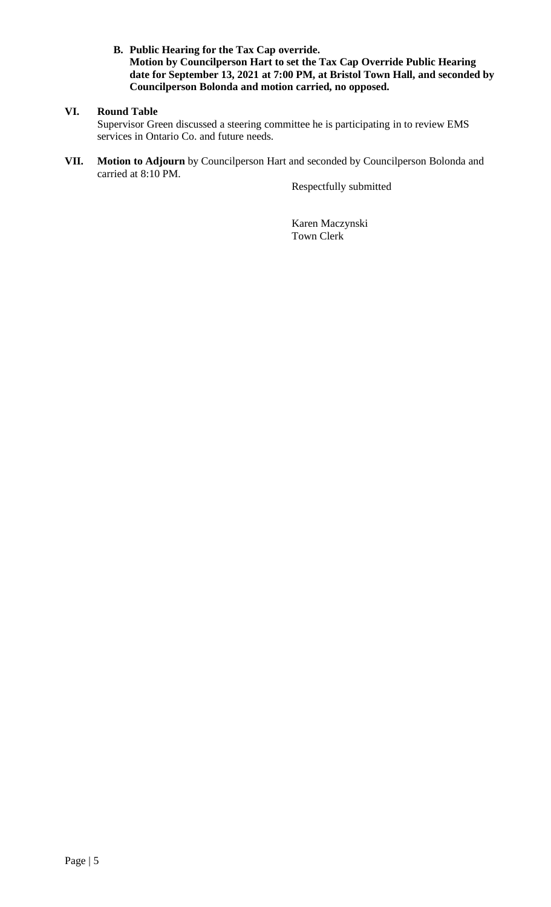**B. Public Hearing for the Tax Cap override.**
**Motion by Councilperson Hart to set the Tax Cap Override Public Hearing date for September 13, 2021 at 7:00 PM, at Bristol Town Hall, and seconded by Councilperson Bolonda and motion carried, no opposed.**

**VI. Round Table**

Supervisor Green discussed a steering committee he is participating in to review EMS services in Ontario Co. and future needs.

**VII. Motion to Adjourn** by Councilperson Hart and seconded by Councilperson Bolonda and carried at 8:10 PM.

Respectfully submitted

Karen Maczynski
Town Clerk